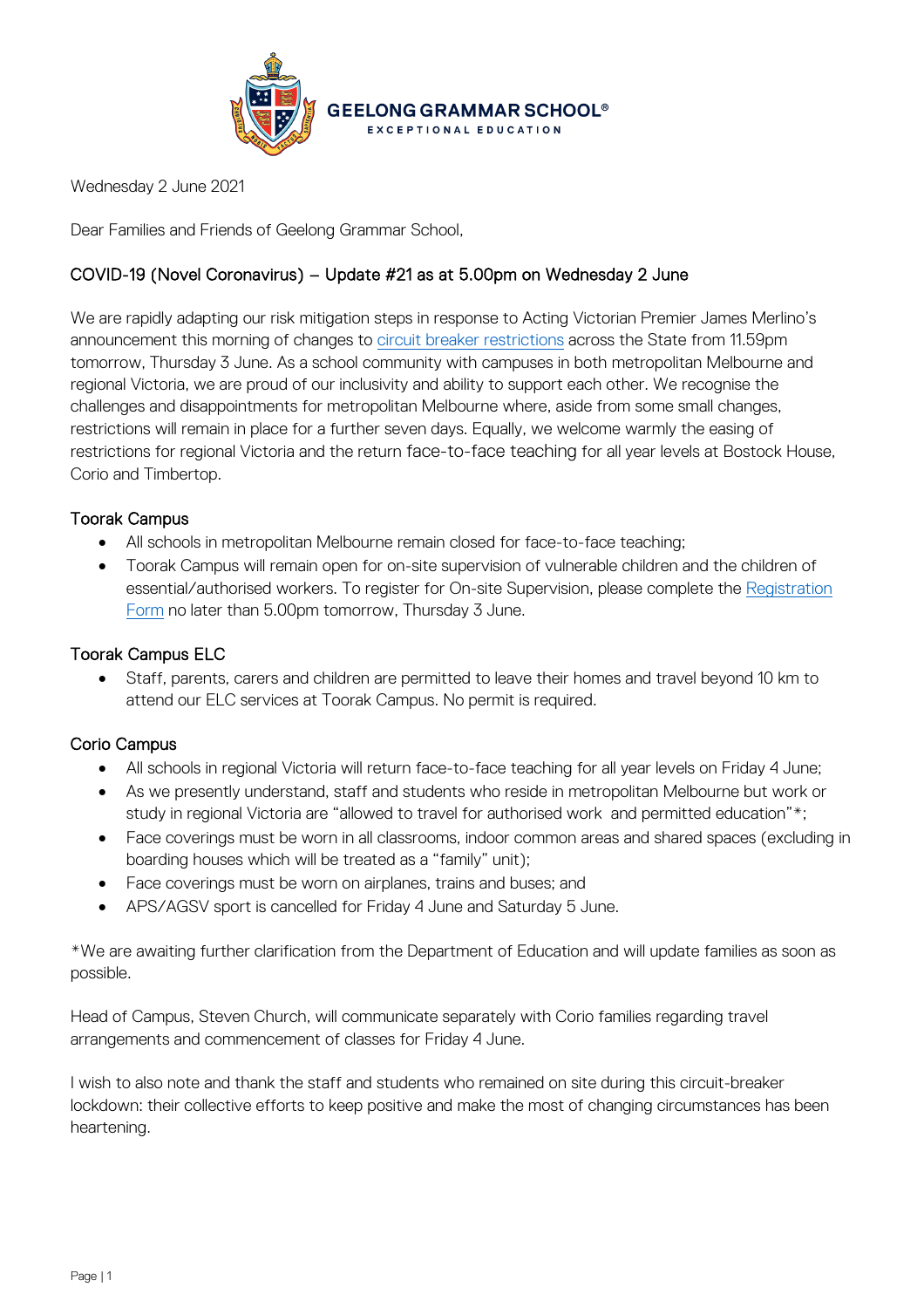GEELONG GRAMMAR SCHOOL®
EXCEPTIONAL EDUCATION

Wednesday 2 June 2021

Dear Families and Friends of Geelong Grammar School,

## COVID-19 (Novel Coronavirus) – Update #21 as at 5.00pm on Wednesday 2 June

We are rapidly adapting our risk mitigation steps in response to Acting Victorian Premier James Merlino's announcement this morning of changes to circuit breaker restrictions across the State from 11.59pm tomorrow, Thursday 3 June. As a school community with campuses in both metropolitan Melbourne and regional Victoria, we are proud of our inclusivity and ability to support each other. We recognise the challenges and disappointments for metropolitan Melbourne where, aside from some small changes, restrictions will remain in place for a further seven days. Equally, we welcome warmly the easing of restrictions for regional Victoria and the return face-to-face teaching for all year levels at Bostock House, Corio and Timbertop.

### Toorak Campus

- All schools in metropolitan Melbourne remain closed for face-to-face teaching;
- Toorak Campus will remain open for on-site supervision of vulnerable children and the children of essential/authorised workers. To register for On-site Supervision, please complete the Registration Form no later than 5.00pm tomorrow, Thursday 3 June.

### Toorak Campus ELC

- Staff, parents, carers and children are permitted to leave their homes and travel beyond 10 km to attend our ELC services at Toorak Campus. No permit is required.

### Corio Campus

- All schools in regional Victoria will return face-to-face teaching for all year levels on Friday 4 June;
- As we presently understand, staff and students who reside in metropolitan Melbourne but work or study in regional Victoria are "allowed to travel for authorised work and permitted education"*;
- Face coverings must be worn in all classrooms, indoor common areas and shared spaces (excluding in boarding houses which will be treated as a "family" unit);
- Face coverings must be worn on airplanes, trains and buses; and
- APS/AGSV sport is cancelled for Friday 4 June and Saturday 5 June.

*We are awaiting further clarification from the Department of Education and will update families as soon as possible.

Head of Campus, Steven Church, will communicate separately with Corio families regarding travel arrangements and commencement of classes for Friday 4 June.

I wish to also note and thank the staff and students who remained on site during this circuit-breaker lockdown: their collective efforts to keep positive and make the most of changing circumstances has been heartening.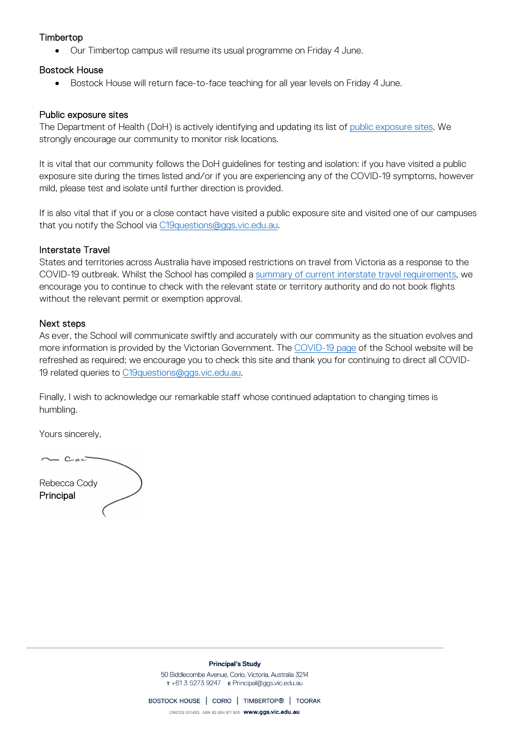### Timbertop

- Our Timbertop campus will resume its usual programme on Friday 4 June.

### Bostock House

- Bostock House will return face-to-face teaching for all year levels on Friday 4 June.

### Public exposure sites

The Department of Health (DoH) is actively identifying and updating its list of public exposure sites. We strongly encourage our community to monitor risk locations.

It is vital that our community follows the DoH guidelines for testing and isolation: if you have visited a public exposure site during the times listed and/or if you are experiencing any of the COVID-19 symptoms, however mild, please test and isolate until further direction is provided.

If is also vital that if you or a close contact have visited a public exposure site and visited one of our campuses that you notify the School via C19questions@ggs.vic.edu.au.

### Interstate Travel

States and territories across Australia have imposed restrictions on travel from Victoria as a response to the COVID-19 outbreak. Whilst the School has compiled a summary of current interstate travel requirements, we encourage you to continue to check with the relevant state or territory authority and do not book flights without the relevant permit or exemption approval.

### Next steps

As ever, the School will communicate swiftly and accurately with our community as the situation evolves and more information is provided by the Victorian Government. The COVID-19 page of the School website will be refreshed as required; we encourage you to check this site and thank you for continuing to direct all COVID-19 related queries to C19questions@ggs.vic.edu.au.

Finally, I wish to acknowledge our remarkable staff whose continued adaptation to changing times is humbling.

Yours sincerely,

Rebecca Cody
**Principal**

**Principal's Study**
50 Biddlecombe Avenue, Corio, Victoria, Australia 3214
T +61 3 5273 9247 E Principal@ggs.vic.edu.au

BOSTOCK HOUSE | CORIO | TIMBERTOP® | TOORAK

CRICOS 00143G ABN 92 004 971 500 **www.ggs.vic.edu.au**